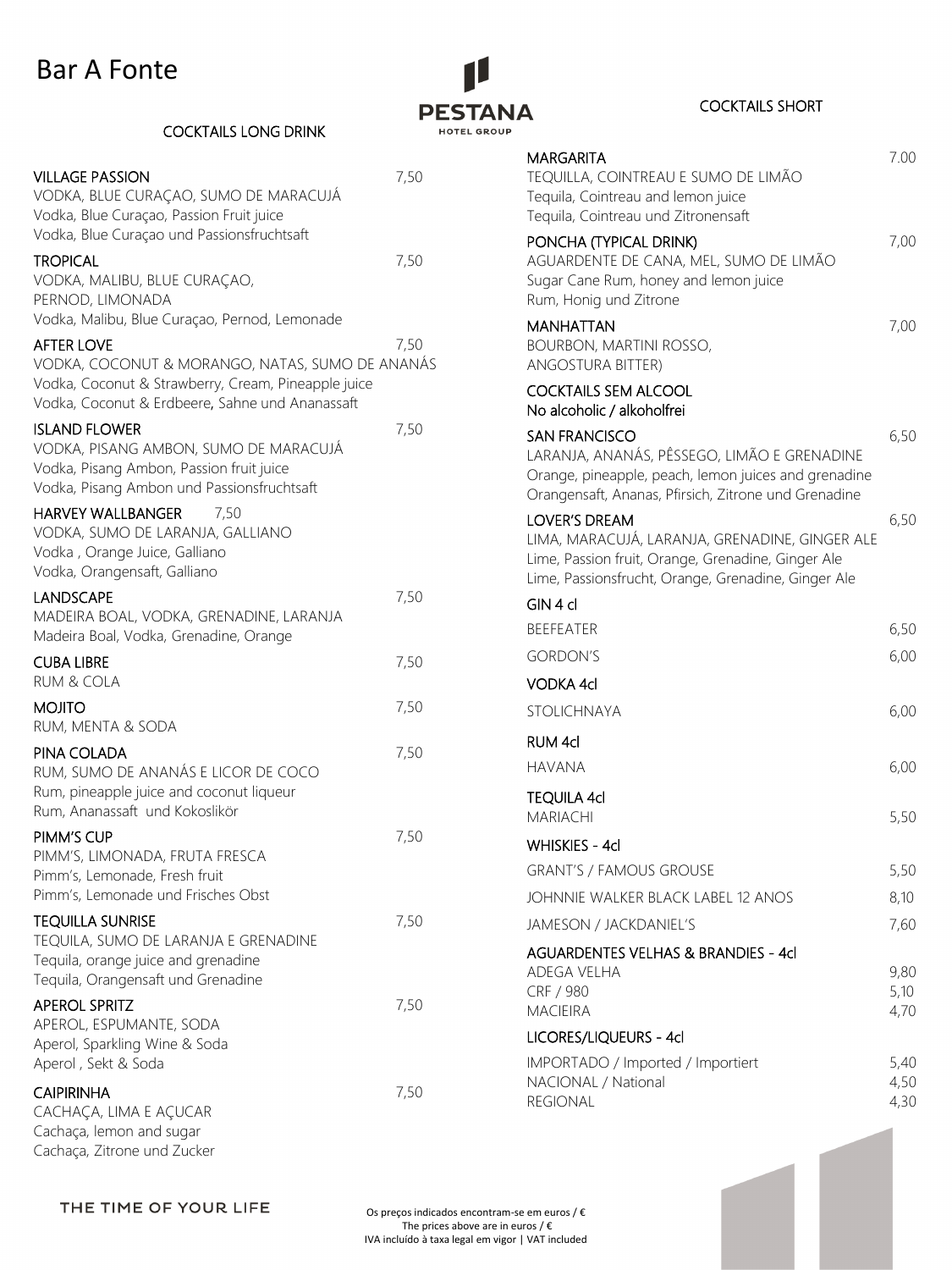# Bar A Fonte

PESTANA
HOTEL GROUP

## COCKTAILS LONG DRINK

**VILLAGE PASSION** 7,50
VODKA, BLUE CURAÇAO, SUMO DE MARACUJÁ
Vodka, Blue Curaçao, Passion Fruit juice
Vodka, Blue Curaçao und Passionsfruchtsaft

**TROPICAL** 7,50
VODKA, MALIBU, BLUE CURAÇAO,
PERNOD, LIMONADA
Vodka, Malibu, Blue Curaçao, Pernod, Lemonade

**AFTER LOVE** 7,50
VODKA, COCONUT & MORANGO, NATAS, SUMO DE ANANÁS
Vodka, Coconut & Strawberry, Cream, Pineapple juice
Vodka, Coconut & Erdbeere, Sahne und Ananassaft

**ISLAND FLOWER** 7,50
VODKA, PISANG AMBON, SUMO DE MARACUJÁ
Vodka, Pisang Ambon, Passion fruit juice
Vodka, Pisang Ambon und Passionsfruchtsaft

**HARVEY WALLBANGER** 7,50
VODKA, SUMO DE LARANJA, GALLIANO
Vodka , Orange Juice, Galliano
Vodka, Orangensaft, Galliano

**LANDSCAPE** 7,50
MADEIRA BOAL, VODKA, GRENADINE, LARANJA
Madeira Boal, Vodka, Grenadine, Orange

**CUBA LIBRE** 7,50
RUM & COLA

**MOJITO** 7,50
RUM, MENTA & SODA

**PINA COLADA** 7,50
RUM, SUMO DE ANANÁS E LICOR DE COCO
Rum, pineapple juice and coconut liqueur
Rum, Ananassaft und Kokoslikör

**PIMM'S CUP** 7,50
PIMM'S, LIMONADA, FRUTA FRESCA
Pimm's, Lemonade, Fresh fruit
Pimm's, Lemonade und Frisches Obst

**TEQUILLA SUNRISE** 7,50
TEQUILA, SUMO DE LARANJA E GRENADINE
Tequila, orange juice and grenadine
Tequila, Orangensaft und Grenadine

**APEROL SPRITZ** 7,50
APEROL, ESPUMANTE, SODA
Aperol, Sparkling Wine & Soda
Aperol , Sekt & Soda

**CAIPIRINHA** 7,50
CACHAÇA, LIMA E AÇUCAR
Cachaça, lemon and sugar
Cachaça, Zitrone und Zucker

## COCKTAILS SHORT

**MARGARITA** 7.00
TEQUILLA, COINTREAU E SUMO DE LIMÃO
Tequila, Cointreau and lemon juice
Tequila, Cointreau und Zitronensaft

**PONCHA (TYPICAL DRINK)** 7,00
AGUARDENTE DE CANA, MEL, SUMO DE LIMÃO
Sugar Cane Rum, honey and lemon juice
Rum, Honig und Zitrone

**MANHATTAN** 7,00
BOURBON, MARTINI ROSSO,
ANGOSTURA BITTER)

## COCKTAILS SEM ALCOOL
No alcoholic / alkoholfrei

**SAN FRANCISCO** 6,50
LARANJA, ANANÁS, PÊSSEGO, LIMÃO E GRENADINE
Orange, pineapple, peach, lemon juices and grenadine
Orangensaft, Ananas, Pfirsich, Zitrone und Grenadine

**LOVER'S DREAM** 6,50
LIMA, MARACUJÁ, LARANJA, GRENADINE, GINGER ALE
Lime, Passion fruit, Orange, Grenadine, Ginger Ale
Lime, Passionsfrucht, Orange, Grenadine, Ginger Ale

## GIN 4 cl

| | |
|---|---|
| BEEFEATER | 6,50 |
| GORDON'S | 6,00 |

## VODKA 4cl

| | |
|---|---|
| STOLICHNAYA | 6,00 |

## RUM 4cl

| | |
|---|---|
| HAVANA | 6,00 |

## TEQUILA 4cl

| | |
|---|---|
| MARIACHI | 5,50 |

## WHISKIES - 4cl

| | |
|---|---|
| GRANT'S / FAMOUS GROUSE | 5,50 |
| JOHNNIE WALKER BLACK LABEL 12 ANOS | 8,10 |
| JAMESON / JACKDANIEL'S | 7,60 |

## AGUARDENTES VELHAS & BRANDIES - 4cl

| | |
|---|---|
| ADEGA VELHA | 9,80 |
| CRF / 980 | 5,10 |
| MACIEIRA | 4,70 |

## LICORES/LIQUEURS - 4cl

| | |
|---|---|
| IMPORTADO / Imported / Importiert | 5,40 |
| NACIONAL / National | 4,50 |
| REGIONAL | 4,30 |

THE TIME OF YOUR LIFE

Os preços indicados encontram-se em euros / €
The prices above are in euros / €
IVA incluído à taxa legal em vigor | VAT included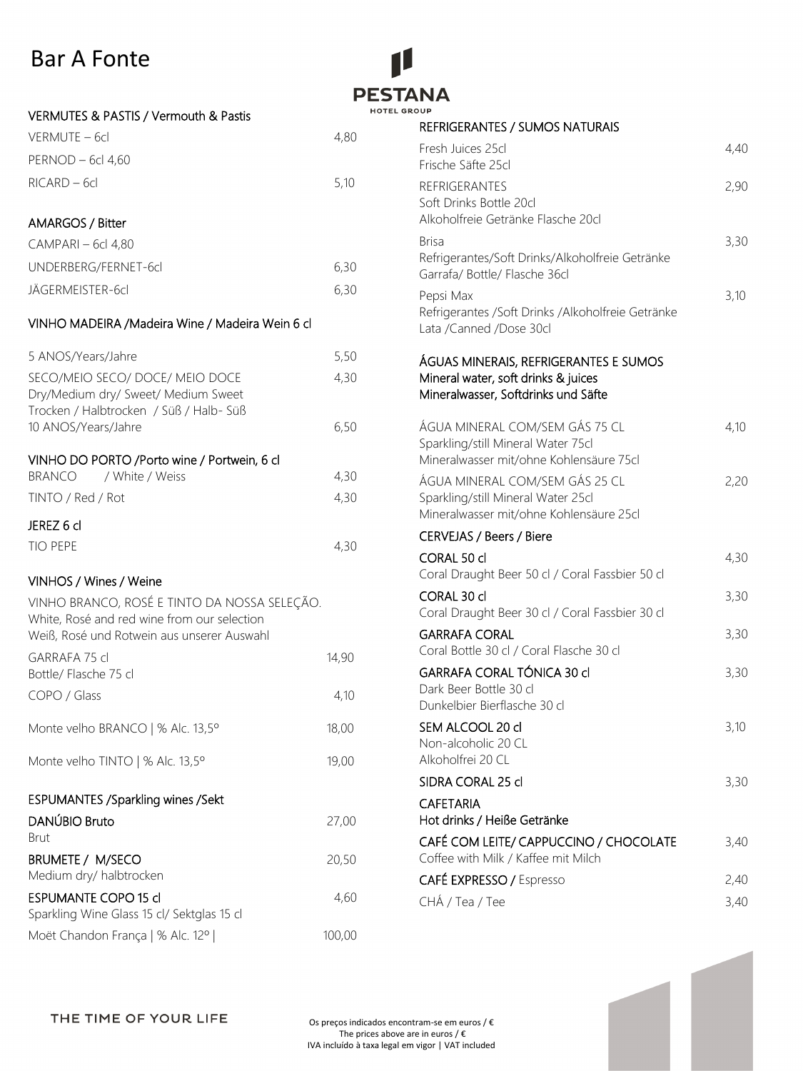# Bar A Fonte

PESTANA
HOTEL GROUP

## VERMUTES & PASTIS / Vermouth & Pastis

| | |
|---|---|
| VERMUTE – 6cl | 4,80 |
| PERNOD – 6cl 4,60 | |
| RICARD – 6cl | 5,10 |

## AMARGOS / Bitter

| | |
|---|---|
| CAMPARI – 6cl 4,80 | |
| UNDERBERG/FERNET-6cl | 6,30 |
| JÄGERMEISTER-6cl | 6,30 |

## VINHO MADEIRA /Madeira Wine / Madeira Wein 6 cl

| | |
|---|---|
| 5 ANOS/Years/Jahre | 5,50 |
| SECO/MEIO SECO/ DOCE/ MEIO DOCE<br>Dry/Medium dry/ Sweet/ Medium Sweet<br>Trocken / Halbtrocken / Süß / Halb- Süß | 4,30 |
| 10 ANOS/Years/Jahre | 6,50 |

## VINHO DO PORTO /Porto wine / Portwein, 6 cl

| | |
|---|---|
| BRANCO / White / Weiss | 4,30 |
| TINTO / Red / Rot | 4,30 |

## JEREZ 6 cl

| | |
|---|---|
| TIO PEPE | 4,30 |

## VINHOS / Wines / Weine

VINHO BRANCO, ROSÉ E TINTO DA NOSSA SELEÇÃO.
White, Rosé and red wine from our selection
Weiß, Rosé und Rotwein aus unserer Auswahl

| | |
|---|---|
| GARRAFA 75 cl<br>Bottle/ Flasche 75 cl | 14,90 |
| COPO / Glass | 4,10 |
| Monte velho BRANCO \| % Alc. 13,5º | 18,00 |
| Monte velho TINTO \| % Alc. 13,5º | 19,00 |

## ESPUMANTES /Sparkling wines /Sekt

| | |
|---|---|
| **DANÚBIO Bruto**<br>Brut | 27,00 |
| **BRUMETE / M/SECO**<br>Medium dry/ halbtrocken | 20,50 |
| **ESPUMANTE COPO 15 cl**<br>Sparkling Wine Glass 15 cl/ Sektglas 15 cl | 4,60 |
| Moët Chandon França \| % Alc. 12º \| | 100,00 |

## REFRIGERANTES / SUMOS NATURAIS

| | |
|---|---|
| Fresh Juices 25cl<br>Frische Säfte 25cl | 4,40 |
| REFRIGERANTES<br>Soft Drinks Bottle 20cl<br>Alkoholfreie Getränke Flasche 20cl | 2,90 |
| Brisa<br>Refrigerantes/Soft Drinks/Alkoholfreie Getränke<br>Garrafa/ Bottle/ Flasche 36cl | 3,30 |
| Pepsi Max<br>Refrigerantes /Soft Drinks /Alkoholfreie Getränke<br>Lata /Canned /Dose 30cl | 3,10 |

## ÁGUAS MINERAIS, REFRIGERANTES E SUMOS
Mineral water, soft drinks & juices
Mineralwasser, Softdrinks und Säfte

| | |
|---|---|
| ÁGUA MINERAL COM/SEM GÁS 75 CL<br>Sparkling/still Mineral Water 75cl<br>Mineralwasser mit/ohne Kohlensäure 75cl | 4,10 |
| ÁGUA MINERAL COM/SEM GÁS 25 CL<br>Sparkling/still Mineral Water 25cl<br>Mineralwasser mit/ohne Kohlensäure 25cl | 2,20 |

## CERVEJAS / Beers / Biere

| | |
|---|---|
| **CORAL 50 cl**<br>Coral Draught Beer 50 cl / Coral Fassbier 50 cl | 4,30 |
| **CORAL 30 cl**<br>Coral Draught Beer 30 cl / Coral Fassbier 30 cl | 3,30 |
| **GARRAFA CORAL**<br>Coral Bottle 30 cl / Coral Flasche 30 cl | 3,30 |
| **GARRAFA CORAL TÓNICA 30 cl**<br>Dark Beer Bottle 30 cl<br>Dunkelbier Bierflasche 30 cl | 3,30 |
| **SEM ALCOOL 20 cl**<br>Non-alcoholic 20 CL<br>Alkoholfrei 20 CL | 3,10 |
| **SIDRA CORAL 25 cl** | 3,30 |

## CAFETARIA
Hot drinks / Heiße Getränke

| | |
|---|---|
| **CAFÉ COM LEITE/ CAPPUCCINO / CHOCOLATE**<br>Coffee with Milk / Kaffee mit Milch | 3,40 |
| **CAFÉ EXPRESSO /** Espresso | 2,40 |
| CHÁ / Tea / Tee | 3,40 |

THE TIME OF YOUR LIFE

Os preços indicados encontram-se em euros / €
The prices above are in euros / €
IVA incluído à taxa legal em vigor | VAT included